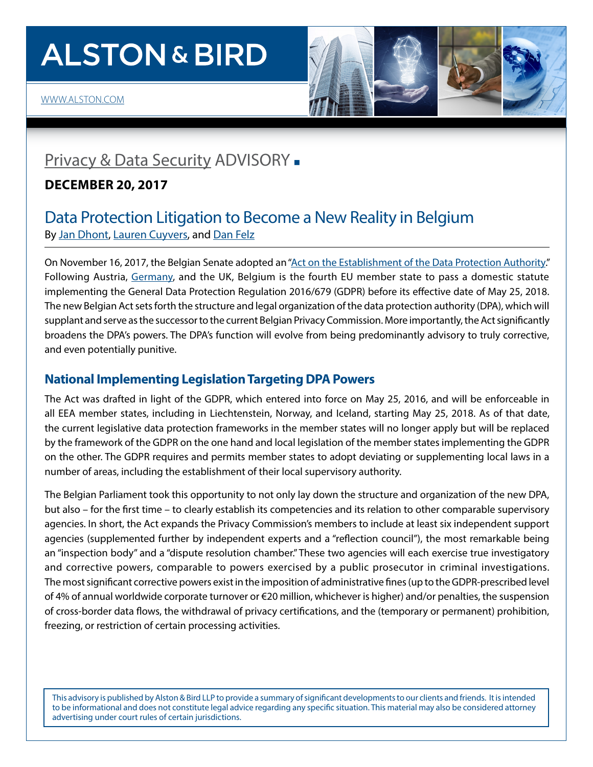# ALSTON & BIRD

WWW.ALSTON.COM

## Privacy & Data Security ADVISORY

**DECEMBER 20, 2017**

# Data Protection Litigation to Become a New Reality in Belgium

By Jan Dhont, Lauren Cuyvers, and Dan Felz

On November 16, 2017, the Belgian Senate adopted an "Act on the Establishment of the Data Protection Authority." Following Austria, Germany, and the UK, Belgium is the fourth EU member state to pass a domestic statute implementing the General Data Protection Regulation 2016/679 (GDPR) before its effective date of May 25, 2018. The new Belgian Act sets forth the structure and legal organization of the data protection authority (DPA), which will supplant and serve as the successor to the current Belgian Privacy Commission. More importantly, the Act significantly broadens the DPA's powers. The DPA's function will evolve from being predominantly advisory to truly corrective, and even potentially punitive.

## National Implementing Legislation Targeting DPA Powers

The Act was drafted in light of the GDPR, which entered into force on May 25, 2016, and will be enforceable in all EEA member states, including in Liechtenstein, Norway, and Iceland, starting May 25, 2018. As of that date, the current legislative data protection frameworks in the member states will no longer apply but will be replaced by the framework of the GDPR on the one hand and local legislation of the member states implementing the GDPR on the other. The GDPR requires and permits member states to adopt deviating or supplementing local laws in a number of areas, including the establishment of their local supervisory authority.

The Belgian Parliament took this opportunity to not only lay down the structure and organization of the new DPA, but also – for the first time – to clearly establish its competencies and its relation to other comparable supervisory agencies. In short, the Act expands the Privacy Commission's members to include at least six independent support agencies (supplemented further by independent experts and a "reflection council"), the most remarkable being an "inspection body" and a "dispute resolution chamber." These two agencies will each exercise true investigatory and corrective powers, comparable to powers exercised by a public prosecutor in criminal investigations. The most significant corrective powers exist in the imposition of administrative fines (up to the GDPR-prescribed level of 4% of annual worldwide corporate turnover or €20 million, whichever is higher) and/or penalties, the suspension of cross-border data flows, the withdrawal of privacy certifications, and the (temporary or permanent) prohibition, freezing, or restriction of certain processing activities.

This advisory is published by Alston & Bird LLP to provide a summary of significant developments to our clients and friends. It is intended to be informational and does not constitute legal advice regarding any specific situation. This material may also be considered attorney advertising under court rules of certain jurisdictions.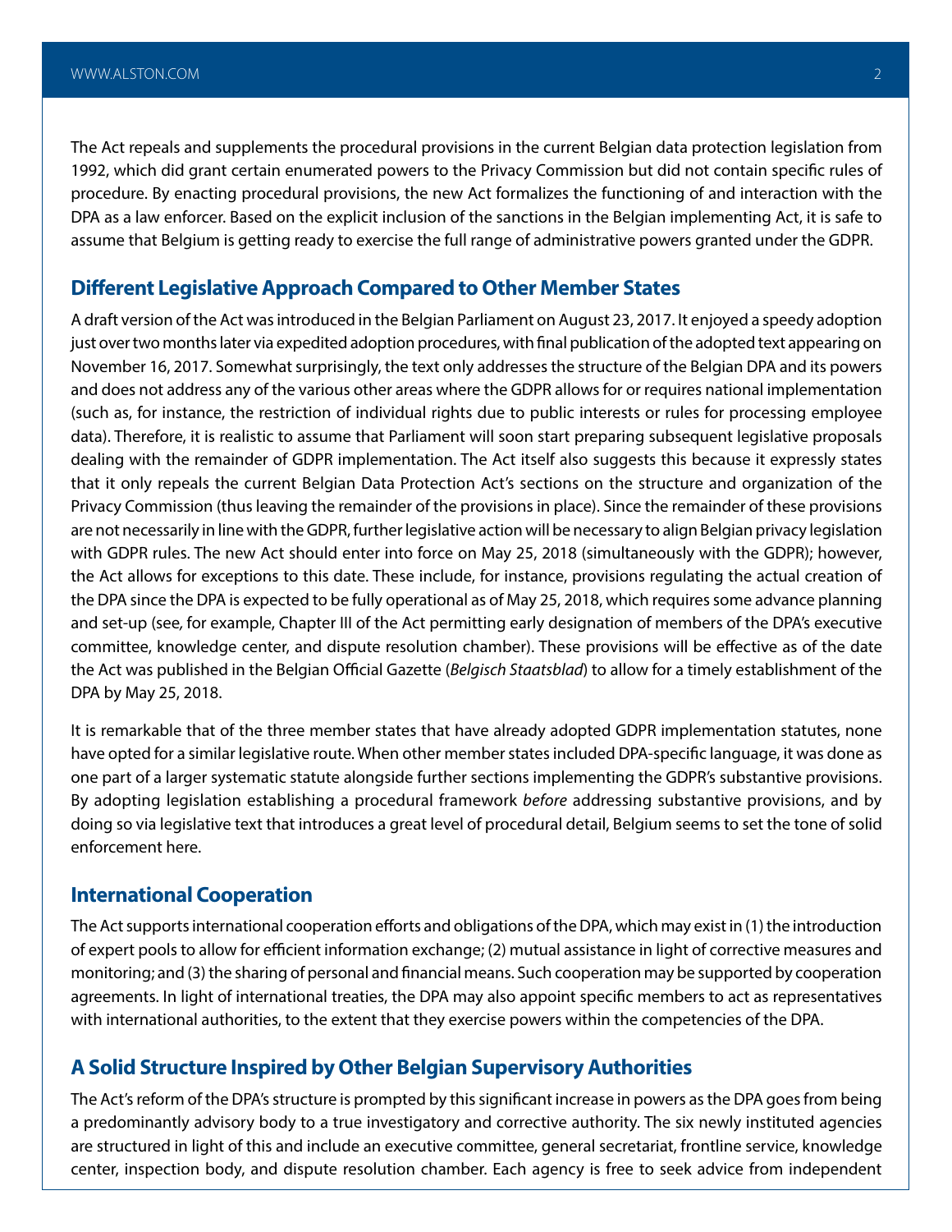The Act repeals and supplements the procedural provisions in the current Belgian data protection legislation from 1992, which did grant certain enumerated powers to the Privacy Commission but did not contain specific rules of procedure. By enacting procedural provisions, the new Act formalizes the functioning of and interaction with the DPA as a law enforcer. Based on the explicit inclusion of the sanctions in the Belgian implementing Act, it is safe to assume that Belgium is getting ready to exercise the full range of administrative powers granted under the GDPR.

## Different Legislative Approach Compared to Other Member States

A draft version of the Act was introduced in the Belgian Parliament on August 23, 2017. It enjoyed a speedy adoption just over two months later via expedited adoption procedures, with final publication of the adopted text appearing on November 16, 2017. Somewhat surprisingly, the text only addresses the structure of the Belgian DPA and its powers and does not address any of the various other areas where the GDPR allows for or requires national implementation (such as, for instance, the restriction of individual rights due to public interests or rules for processing employee data). Therefore, it is realistic to assume that Parliament will soon start preparing subsequent legislative proposals dealing with the remainder of GDPR implementation. The Act itself also suggests this because it expressly states that it only repeals the current Belgian Data Protection Act's sections on the structure and organization of the Privacy Commission (thus leaving the remainder of the provisions in place). Since the remainder of these provisions are not necessarily in line with the GDPR, further legislative action will be necessary to align Belgian privacy legislation with GDPR rules. The new Act should enter into force on May 25, 2018 (simultaneously with the GDPR); however, the Act allows for exceptions to this date. These include, for instance, provisions regulating the actual creation of the DPA since the DPA is expected to be fully operational as of May 25, 2018, which requires some advance planning and set-up (see*,* for example, Chapter III of the Act permitting early designation of members of the DPA's executive committee, knowledge center, and dispute resolution chamber). These provisions will be effective as of the date the Act was published in the Belgian Official Gazette (*Belgisch Staatsblad*) to allow for a timely establishment of the DPA by May 25, 2018.

It is remarkable that of the three member states that have already adopted GDPR implementation statutes, none have opted for a similar legislative route. When other member states included DPA-specific language, it was done as one part of a larger systematic statute alongside further sections implementing the GDPR's substantive provisions. By adopting legislation establishing a procedural framework *before* addressing substantive provisions, and by doing so via legislative text that introduces a great level of procedural detail, Belgium seems to set the tone of solid enforcement here.

## International Cooperation

The Act supports international cooperation efforts and obligations of the DPA, which may exist in (1) the introduction of expert pools to allow for efficient information exchange; (2) mutual assistance in light of corrective measures and monitoring; and (3) the sharing of personal and financial means. Such cooperation may be supported by cooperation agreements. In light of international treaties, the DPA may also appoint specific members to act as representatives with international authorities, to the extent that they exercise powers within the competencies of the DPA.

## A Solid Structure Inspired by Other Belgian Supervisory Authorities

The Act's reform of the DPA's structure is prompted by this significant increase in powers as the DPA goes from being a predominantly advisory body to a true investigatory and corrective authority. The six newly instituted agencies are structured in light of this and include an executive committee, general secretariat, frontline service, knowledge center, inspection body, and dispute resolution chamber. Each agency is free to seek advice from independent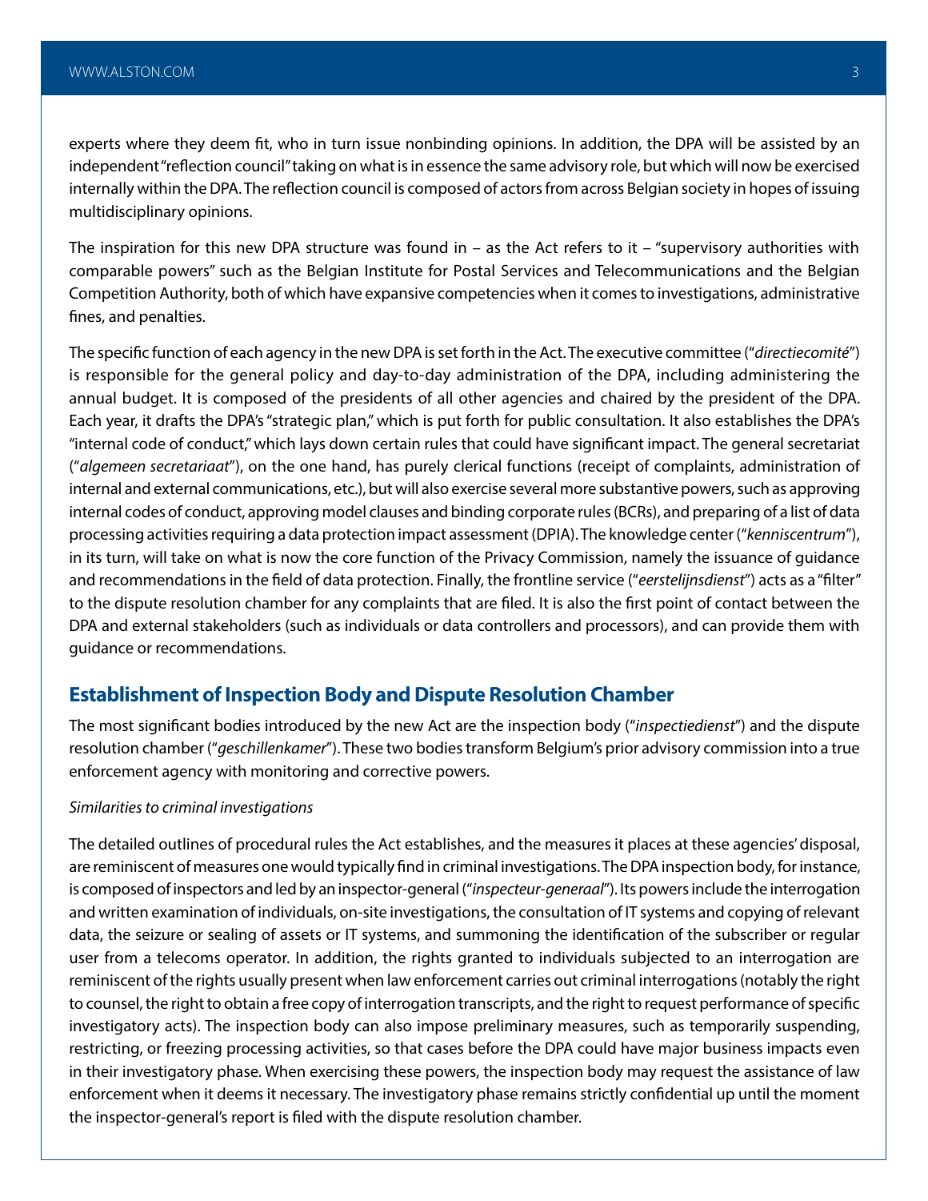experts where they deem fit, who in turn issue nonbinding opinions. In addition, the DPA will be assisted by an independent "reflection council" taking on what is in essence the same advisory role, but which will now be exercised internally within the DPA. The reflection council is composed of actors from across Belgian society in hopes of issuing multidisciplinary opinions.

The inspiration for this new DPA structure was found in – as the Act refers to it – "supervisory authorities with comparable powers" such as the Belgian Institute for Postal Services and Telecommunications and the Belgian Competition Authority, both of which have expansive competencies when it comes to investigations, administrative fines, and penalties.

The specific function of each agency in the new DPA is set forth in the Act. The executive committee ("*directiecomité*") is responsible for the general policy and day-to-day administration of the DPA, including administering the annual budget. It is composed of the presidents of all other agencies and chaired by the president of the DPA. Each year, it drafts the DPA's "strategic plan," which is put forth for public consultation. It also establishes the DPA's "internal code of conduct," which lays down certain rules that could have significant impact. The general secretariat ("*algemeen secretariaat*"), on the one hand, has purely clerical functions (receipt of complaints, administration of internal and external communications, etc.), but will also exercise several more substantive powers, such as approving internal codes of conduct, approving model clauses and binding corporate rules (BCRs), and preparing of a list of data processing activities requiring a data protection impact assessment (DPIA). The knowledge center ("*kenniscentrum*"), in its turn, will take on what is now the core function of the Privacy Commission, namely the issuance of guidance and recommendations in the field of data protection. Finally, the frontline service ("*eerstelijnsdienst*") acts as a "filter" to the dispute resolution chamber for any complaints that are filed. It is also the first point of contact between the DPA and external stakeholders (such as individuals or data controllers and processors), and can provide them with guidance or recommendations.

## Establishment of Inspection Body and Dispute Resolution Chamber

The most significant bodies introduced by the new Act are the inspection body ("*inspectiedienst*") and the dispute resolution chamber ("*geschillenkamer*"). These two bodies transform Belgium's prior advisory commission into a true enforcement agency with monitoring and corrective powers.

*Similarities to criminal investigations*

The detailed outlines of procedural rules the Act establishes, and the measures it places at these agencies' disposal, are reminiscent of measures one would typically find in criminal investigations. The DPA inspection body, for instance, is composed of inspectors and led by an inspector-general ("*inspecteur-generaal*"). Its powers include the interrogation and written examination of individuals, on-site investigations, the consultation of IT systems and copying of relevant data, the seizure or sealing of assets or IT systems, and summoning the identification of the subscriber or regular user from a telecoms operator. In addition, the rights granted to individuals subjected to an interrogation are reminiscent of the rights usually present when law enforcement carries out criminal interrogations (notably the right to counsel, the right to obtain a free copy of interrogation transcripts, and the right to request performance of specific investigatory acts). The inspection body can also impose preliminary measures, such as temporarily suspending, restricting, or freezing processing activities, so that cases before the DPA could have major business impacts even in their investigatory phase. When exercising these powers, the inspection body may request the assistance of law enforcement when it deems it necessary. The investigatory phase remains strictly confidential up until the moment the inspector-general's report is filed with the dispute resolution chamber.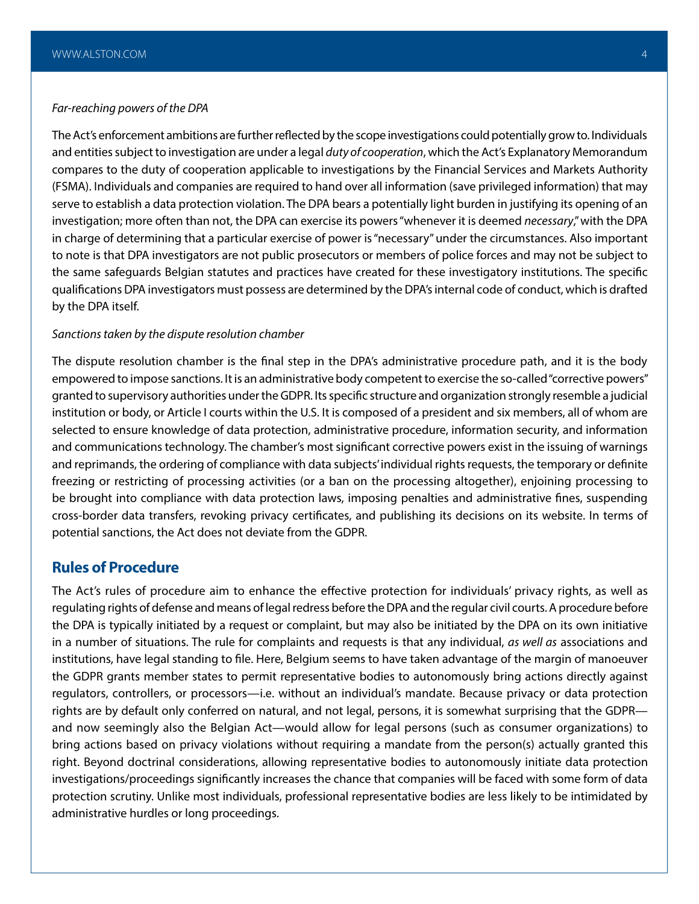*Far-reaching powers of the DPA*

The Act's enforcement ambitions are further reflected by the scope investigations could potentially grow to. Individuals and entities subject to investigation are under a legal *duty of cooperation*, which the Act's Explanatory Memorandum compares to the duty of cooperation applicable to investigations by the Financial Services and Markets Authority (FSMA). Individuals and companies are required to hand over all information (save privileged information) that may serve to establish a data protection violation. The DPA bears a potentially light burden in justifying its opening of an investigation; more often than not, the DPA can exercise its powers "whenever it is deemed *necessary*," with the DPA in charge of determining that a particular exercise of power is "necessary" under the circumstances. Also important to note is that DPA investigators are not public prosecutors or members of police forces and may not be subject to the same safeguards Belgian statutes and practices have created for these investigatory institutions. The specific qualifications DPA investigators must possess are determined by the DPA's internal code of conduct, which is drafted by the DPA itself.

*Sanctions taken by the dispute resolution chamber*

The dispute resolution chamber is the final step in the DPA's administrative procedure path, and it is the body empowered to impose sanctions. It is an administrative body competent to exercise the so-called "corrective powers" granted to supervisory authorities under the GDPR. Its specific structure and organization strongly resemble a judicial institution or body, or Article I courts within the U.S. It is composed of a president and six members, all of whom are selected to ensure knowledge of data protection, administrative procedure, information security, and information and communications technology. The chamber's most significant corrective powers exist in the issuing of warnings and reprimands, the ordering of compliance with data subjects' individual rights requests, the temporary or definite freezing or restricting of processing activities (or a ban on the processing altogether), enjoining processing to be brought into compliance with data protection laws, imposing penalties and administrative fines, suspending cross-border data transfers, revoking privacy certificates, and publishing its decisions on its website. In terms of potential sanctions, the Act does not deviate from the GDPR.

## Rules of Procedure

The Act's rules of procedure aim to enhance the effective protection for individuals' privacy rights, as well as regulating rights of defense and means of legal redress before the DPA and the regular civil courts. A procedure before the DPA is typically initiated by a request or complaint, but may also be initiated by the DPA on its own initiative in a number of situations. The rule for complaints and requests is that any individual, *as well as* associations and institutions, have legal standing to file. Here, Belgium seems to have taken advantage of the margin of manoeuver the GDPR grants member states to permit representative bodies to autonomously bring actions directly against regulators, controllers, or processors—i.e. without an individual's mandate. Because privacy or data protection rights are by default only conferred on natural, and not legal, persons, it is somewhat surprising that the GDPR—and now seemingly also the Belgian Act—would allow for legal persons (such as consumer organizations) to bring actions based on privacy violations without requiring a mandate from the person(s) actually granted this right. Beyond doctrinal considerations, allowing representative bodies to autonomously initiate data protection investigations/proceedings significantly increases the chance that companies will be faced with some form of data protection scrutiny. Unlike most individuals, professional representative bodies are less likely to be intimidated by administrative hurdles or long proceedings.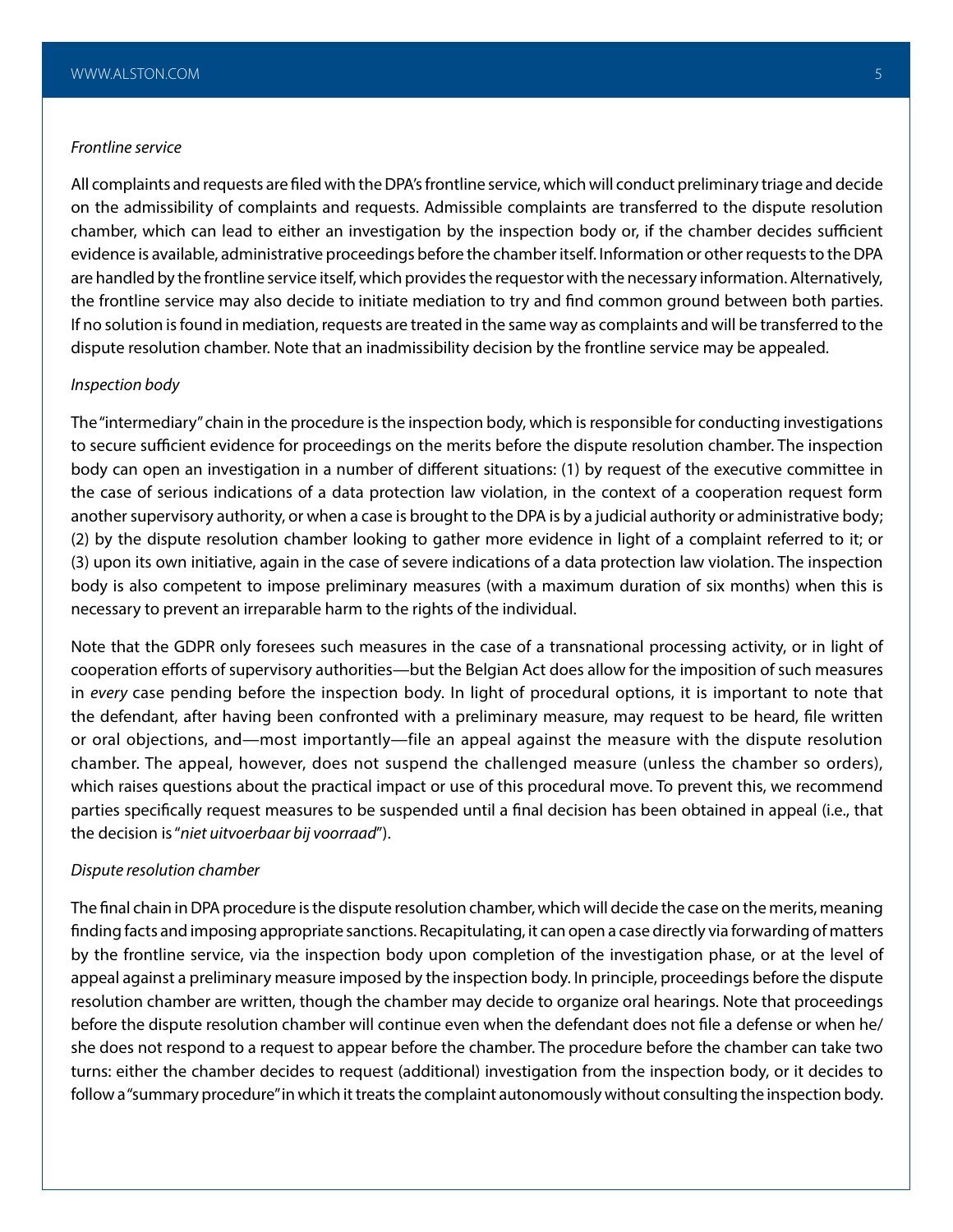*Frontline service*

All complaints and requests are filed with the DPA's frontline service, which will conduct preliminary triage and decide on the admissibility of complaints and requests. Admissible complaints are transferred to the dispute resolution chamber, which can lead to either an investigation by the inspection body or, if the chamber decides sufficient evidence is available, administrative proceedings before the chamber itself. Information or other requests to the DPA are handled by the frontline service itself, which provides the requestor with the necessary information. Alternatively, the frontline service may also decide to initiate mediation to try and find common ground between both parties. If no solution is found in mediation, requests are treated in the same way as complaints and will be transferred to the dispute resolution chamber. Note that an inadmissibility decision by the frontline service may be appealed.

*Inspection body*

The "intermediary" chain in the procedure is the inspection body, which is responsible for conducting investigations to secure sufficient evidence for proceedings on the merits before the dispute resolution chamber. The inspection body can open an investigation in a number of different situations: (1) by request of the executive committee in the case of serious indications of a data protection law violation, in the context of a cooperation request form another supervisory authority, or when a case is brought to the DPA is by a judicial authority or administrative body; (2) by the dispute resolution chamber looking to gather more evidence in light of a complaint referred to it; or (3) upon its own initiative, again in the case of severe indications of a data protection law violation. The inspection body is also competent to impose preliminary measures (with a maximum duration of six months) when this is necessary to prevent an irreparable harm to the rights of the individual.

Note that the GDPR only foresees such measures in the case of a transnational processing activity, or in light of cooperation efforts of supervisory authorities—but the Belgian Act does allow for the imposition of such measures in *every* case pending before the inspection body. In light of procedural options, it is important to note that the defendant, after having been confronted with a preliminary measure, may request to be heard, file written or oral objections, and—most importantly—file an appeal against the measure with the dispute resolution chamber. The appeal, however, does not suspend the challenged measure (unless the chamber so orders), which raises questions about the practical impact or use of this procedural move. To prevent this, we recommend parties specifically request measures to be suspended until a final decision has been obtained in appeal (i.e., that the decision is "*niet uitvoerbaar bij voorraad*").

*Dispute resolution chamber*

The final chain in DPA procedure is the dispute resolution chamber, which will decide the case on the merits, meaning finding facts and imposing appropriate sanctions. Recapitulating, it can open a case directly via forwarding of matters by the frontline service, via the inspection body upon completion of the investigation phase, or at the level of appeal against a preliminary measure imposed by the inspection body. In principle, proceedings before the dispute resolution chamber are written, though the chamber may decide to organize oral hearings. Note that proceedings before the dispute resolution chamber will continue even when the defendant does not file a defense or when he/she does not respond to a request to appear before the chamber. The procedure before the chamber can take two turns: either the chamber decides to request (additional) investigation from the inspection body, or it decides to follow a "summary procedure" in which it treats the complaint autonomously without consulting the inspection body.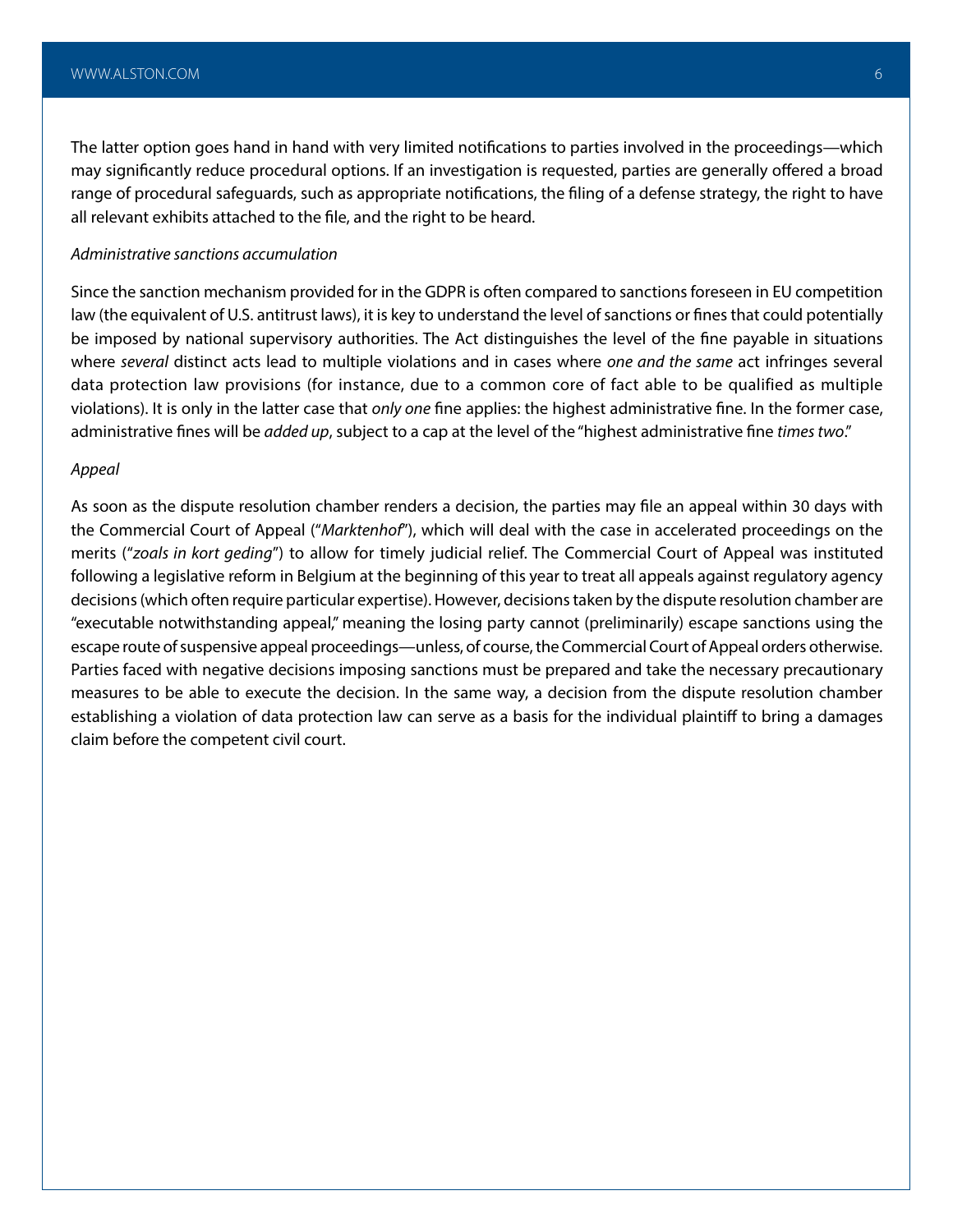The latter option goes hand in hand with very limited notifications to parties involved in the proceedings—which may significantly reduce procedural options. If an investigation is requested, parties are generally offered a broad range of procedural safeguards, such as appropriate notifications, the filing of a defense strategy, the right to have all relevant exhibits attached to the file, and the right to be heard.

*Administrative sanctions accumulation*

Since the sanction mechanism provided for in the GDPR is often compared to sanctions foreseen in EU competition law (the equivalent of U.S. antitrust laws), it is key to understand the level of sanctions or fines that could potentially be imposed by national supervisory authorities. The Act distinguishes the level of the fine payable in situations where *several* distinct acts lead to multiple violations and in cases where *one and the same* act infringes several data protection law provisions (for instance, due to a common core of fact able to be qualified as multiple violations). It is only in the latter case that *only one* fine applies: the highest administrative fine. In the former case, administrative fines will be *added up*, subject to a cap at the level of the "highest administrative fine *times two*."

*Appeal*

As soon as the dispute resolution chamber renders a decision, the parties may file an appeal within 30 days with the Commercial Court of Appeal ("*Marktenhof*"), which will deal with the case in accelerated proceedings on the merits ("*zoals in kort geding*") to allow for timely judicial relief. The Commercial Court of Appeal was instituted following a legislative reform in Belgium at the beginning of this year to treat all appeals against regulatory agency decisions (which often require particular expertise). However, decisions taken by the dispute resolution chamber are "executable notwithstanding appeal," meaning the losing party cannot (preliminarily) escape sanctions using the escape route of suspensive appeal proceedings—unless, of course, the Commercial Court of Appeal orders otherwise. Parties faced with negative decisions imposing sanctions must be prepared and take the necessary precautionary measures to be able to execute the decision. In the same way, a decision from the dispute resolution chamber establishing a violation of data protection law can serve as a basis for the individual plaintiff to bring a damages claim before the competent civil court.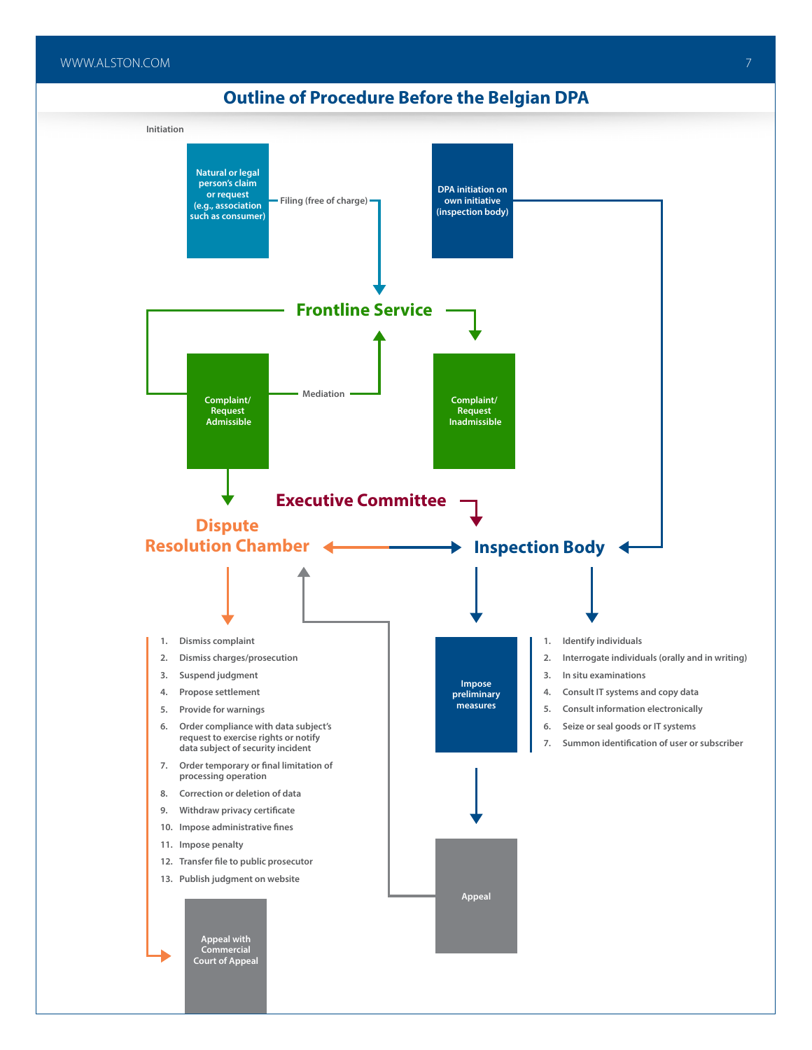## Outline of Procedure Before the Belgian DPA

Initiation

Natural or legal person's claim or request (e.g., association such as consumer)

Filing (free of charge)

DPA initiation on own initiative (inspection body)

**Frontline Service**

Complaint/ Request Admissible

Mediation

Complaint/ Request Inadmissible

**Executive Committee**

**Dispute Resolution Chamber**

**Inspection Body**

1. Dismiss complaint
2. Dismiss charges/prosecution
3. Suspend judgment
4. Propose settlement
5. Provide for warnings
6. Order compliance with data subject's request to exercise rights or notify data subject of security incident
7. Order temporary or final limitation of processing operation
8. Correction or deletion of data
9. Withdraw privacy certificate
10. Impose administrative fines
11. Impose penalty
12. Transfer file to public prosecutor
13. Publish judgment on website

Impose preliminary measures

1. Identify individuals
2. Interrogate individuals (orally and in writing)
3. In situ examinations
4. Consult IT systems and copy data
5. Consult information electronically
6. Seize or seal goods or IT systems
7. Summon identification of user or subscriber

Appeal

Appeal with Commercial Court of Appeal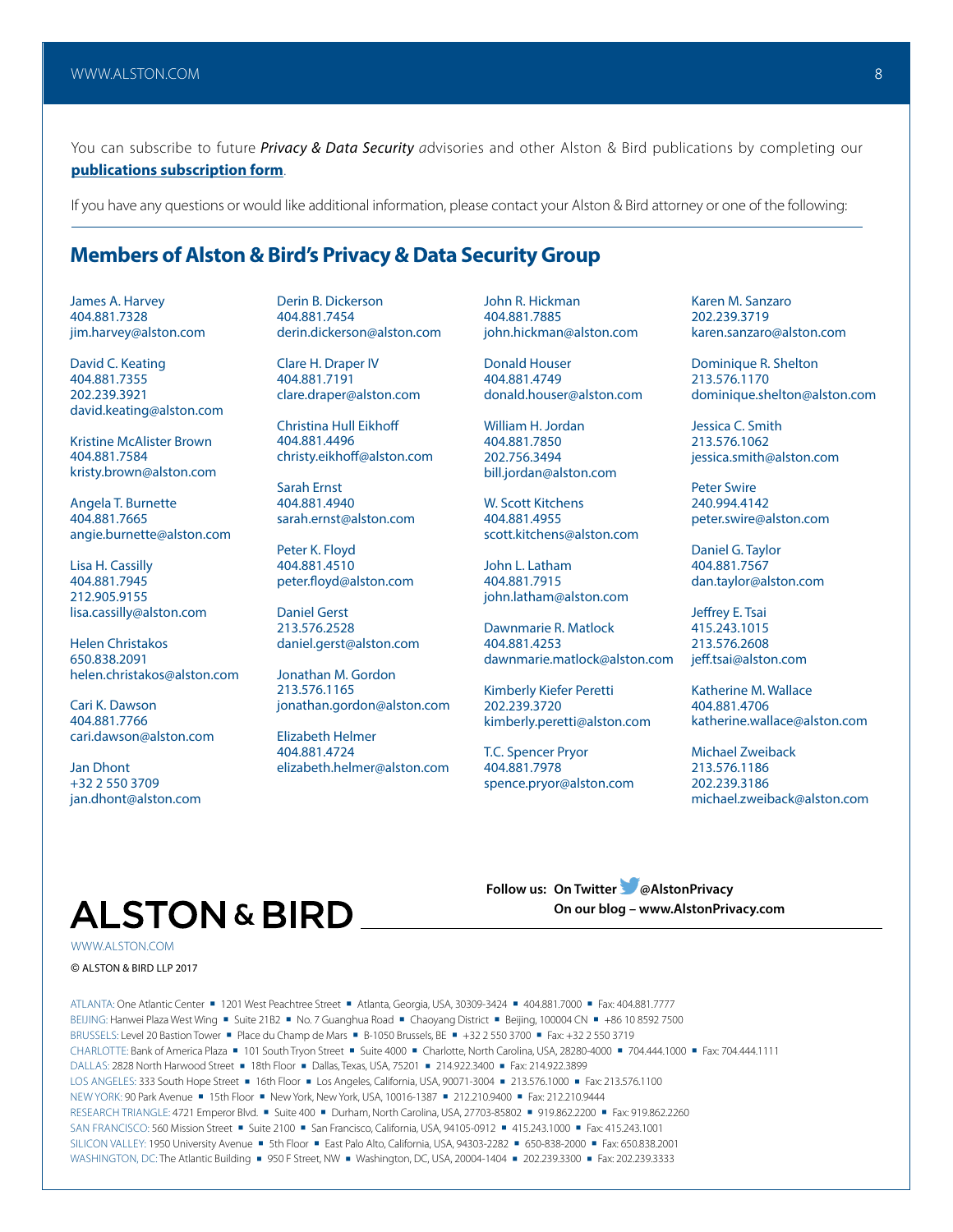You can subscribe to future *Privacy & Data Security* advisories and other Alston & Bird publications by completing our **publications subscription form**.

If you have any questions or would like additional information, please contact your Alston & Bird attorney or one of the following:

## Members of Alston & Bird's Privacy & Data Security Group

James A. Harvey
404.881.7328
jim.harvey@alston.com

David C. Keating
404.881.7355
202.239.3921
david.keating@alston.com

Kristine McAlister Brown
404.881.7584
kristy.brown@alston.com

Angela T. Burnette
404.881.7665
angie.burnette@alston.com

Lisa H. Cassilly
404.881.7945
212.905.9155
lisa.cassilly@alston.com

Helen Christakos
650.838.2091
helen.christakos@alston.com

Cari K. Dawson
404.881.7766
cari.dawson@alston.com

Jan Dhont
+32 2 550 3709
jan.dhont@alston.com

Derin B. Dickerson
404.881.7454
derin.dickerson@alston.com

Clare H. Draper IV
404.881.7191
clare.draper@alston.com

Christina Hull Eikhoff
404.881.4496
christy.eikhoff@alston.com

Sarah Ernst
404.881.4940
sarah.ernst@alston.com

Peter K. Floyd
404.881.4510
peter.floyd@alston.com

Daniel Gerst
213.576.2528
daniel.gerst@alston.com

Jonathan M. Gordon
213.576.1165
jonathan.gordon@alston.com

Elizabeth Helmer
404.881.4724
elizabeth.helmer@alston.com

John R. Hickman
404.881.7885
john.hickman@alston.com

Donald Houser
404.881.4749
donald.houser@alston.com

William H. Jordan
404.881.7850
202.756.3494
bill.jordan@alston.com

W. Scott Kitchens
404.881.4955
scott.kitchens@alston.com

John L. Latham
404.881.7915
john.latham@alston.com

Dawnmarie R. Matlock
404.881.4253
dawnmarie.matlock@alston.com

Kimberly Kiefer Peretti
202.239.3720
kimberly.peretti@alston.com

T.C. Spencer Pryor
404.881.7978
spence.pryor@alston.com

Karen M. Sanzaro
202.239.3719
karen.sanzaro@alston.com

Dominique R. Shelton
213.576.1170
dominique.shelton@alston.com

Jessica C. Smith
213.576.1062
jessica.smith@alston.com

Peter Swire
240.994.4142
peter.swire@alston.com

Daniel G. Taylor
404.881.7567
dan.taylor@alston.com

Jeffrey E. Tsai
415.243.1015
213.576.2608
jeff.tsai@alston.com

Katherine M. Wallace
404.881.4706
katherine.wallace@alston.com

Michael Zweiback
213.576.1186
202.239.3186
michael.zweiback@alston.com

**Follow us: On Twitter @AlstonPrivacy**
**On our blog – www.AlstonPrivacy.com**

ALSTON & BIRD

WWW.ALSTON.COM

© ALSTON & BIRD LLP 2017

ATLANTA: One Atlantic Center ▪ 1201 West Peachtree Street ▪ Atlanta, Georgia, USA, 30309-3424 ▪ 404.881.7000 ▪ Fax: 404.881.7777
BEIJING: Hanwei Plaza West Wing ▪ Suite 21B2 ▪ No. 7 Guanghua Road ▪ Chaoyang District ▪ Beijing, 100004 CN ▪ +86 10 8592 7500
BRUSSELS: Level 20 Bastion Tower ▪ Place du Champ de Mars ▪ B-1050 Brussels, BE ▪ +32 2 550 3700 ▪ Fax: +32 2 550 3719
CHARLOTTE: Bank of America Plaza ▪ 101 South Tryon Street ▪ Suite 4000 ▪ Charlotte, North Carolina, USA, 28280-4000 ▪ 704.444.1000 ▪ Fax: 704.444.1111
DALLAS: 2828 North Harwood Street ▪ 18th Floor ▪ Dallas, Texas, USA, 75201 ▪ 214.922.3400 ▪ Fax: 214.922.3899
LOS ANGELES: 333 South Hope Street ▪ 16th Floor ▪ Los Angeles, California, USA, 90071-3004 ▪ 213.576.1000 ▪ Fax: 213.576.1100
NEW YORK: 90 Park Avenue ▪ 15th Floor ▪ New York, New York, USA, 10016-1387 ▪ 212.210.9400 ▪ Fax: 212.210.9444
RESEARCH TRIANGLE: 4721 Emperor Blvd. ▪ Suite 400 ▪ Durham, North Carolina, USA, 27703-85802 ▪ 919.862.2200 ▪ Fax: 919.862.2260
SAN FRANCISCO: 560 Mission Street ▪ Suite 2100 ▪ San Francisco, California, USA, 94105-0912 ▪ 415.243.1000 ▪ Fax: 415.243.1001
SILICON VALLEY: 1950 University Avenue ▪ 5th Floor ▪ East Palo Alto, California, USA, 94303-2282 ▪ 650-838-2000 ▪ Fax: 650.838.2001
WASHINGTON, DC: The Atlantic Building ▪ 950 F Street, NW ▪ Washington, DC, USA, 20004-1404 ▪ 202.239.3300 ▪ Fax: 202.239.3333